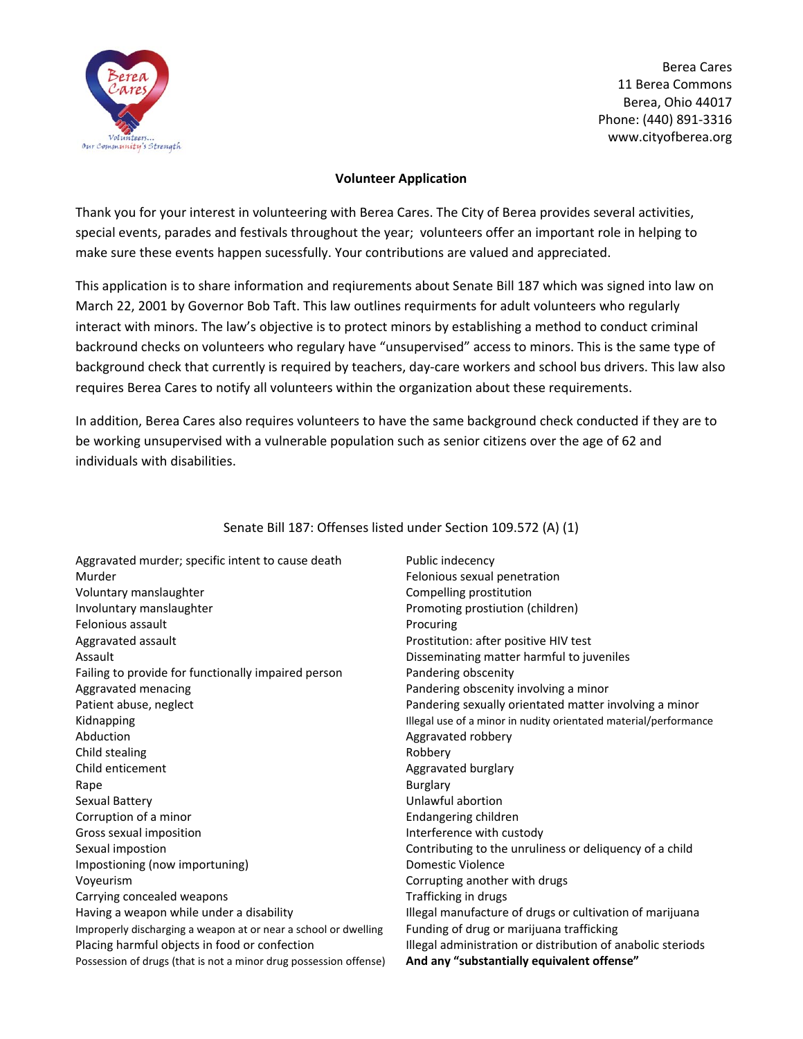Berea Cares
11 Berea Commons
Berea, Ohio 44017
Phone: (440) 891-3316
www.cityofberea.org

## Volunteer Application

Thank you for your interest in volunteering with Berea Cares. The City of Berea provides several activities, special events, parades and festivals throughout the year; volunteers offer an important role in helping to make sure these events happen sucessfully. Your contributions are valued and appreciated.

This application is to share information and reqiurements about Senate Bill 187 which was signed into law on March 22, 2001 by Governor Bob Taft. This law outlines requirments for adult volunteers who regularly interact with minors. The law's objective is to protect minors by establishing a method to conduct criminal backround checks on volunteers who regulary have "unsupervised" access to minors. This is the same type of background check that currently is required by teachers, day-care workers and school bus drivers. This law also requires Berea Cares to notify all volunteers within the organization about these requirements.

In addition, Berea Cares also requires volunteers to have the same background check conducted if they are to be working unsupervised with a vulnerable population such as senior citizens over the age of 62 and individuals with disabilities.

### Senate Bill 187: Offenses listed under Section 109.572 (A) (1)

- Aggravated murder; specific intent to cause death
- Murder
- Voluntary manslaughter
- Involuntary manslaughter
- Felonious assault
- Aggravated assault
- Assault
- Failing to provide for functionally impaired person
- Aggravated menacing
- Patient abuse, neglect
- Kidnapping
- Abduction
- Child stealing
- Child enticement
- Rape
- Sexual Battery
- Corruption of a minor
- Gross sexual imposition
- Sexual impostion
- Impostioning (now importuning)
- Voyeurism
- Carrying concealed weapons
- Having a weapon while under a disability
- Improperly discharging a weapon at or near a school or dwelling
- Placing harmful objects in food or confection
- Possession of drugs (that is not a minor drug possession offense)
- Public indecency
- Felonious sexual penetration
- Compelling prostitution
- Promoting prostiution (children)
- Procuring
- Prostitution: after positive HIV test
- Disseminating matter harmful to juveniles
- Pandering obscenity
- Pandering obscenity involving a minor
- Pandering sexually orientated matter involving a minor
- Illegal use of a minor in nudity orientated material/performance
- Aggravated robbery
- Robbery
- Aggravated burglary
- Burglary
- Unlawful abortion
- Endangering children
- Interference with custody
- Contributing to the unruliness or deliquency of a child
- Domestic Violence
- Corrupting another with drugs
- Trafficking in drugs
- Illegal manufacture of drugs or cultivation of marijuana
- Funding of drug or marijuana trafficking
- Illegal administration or distribution of anabolic steriods
- **And any "substantially equivalent offense"**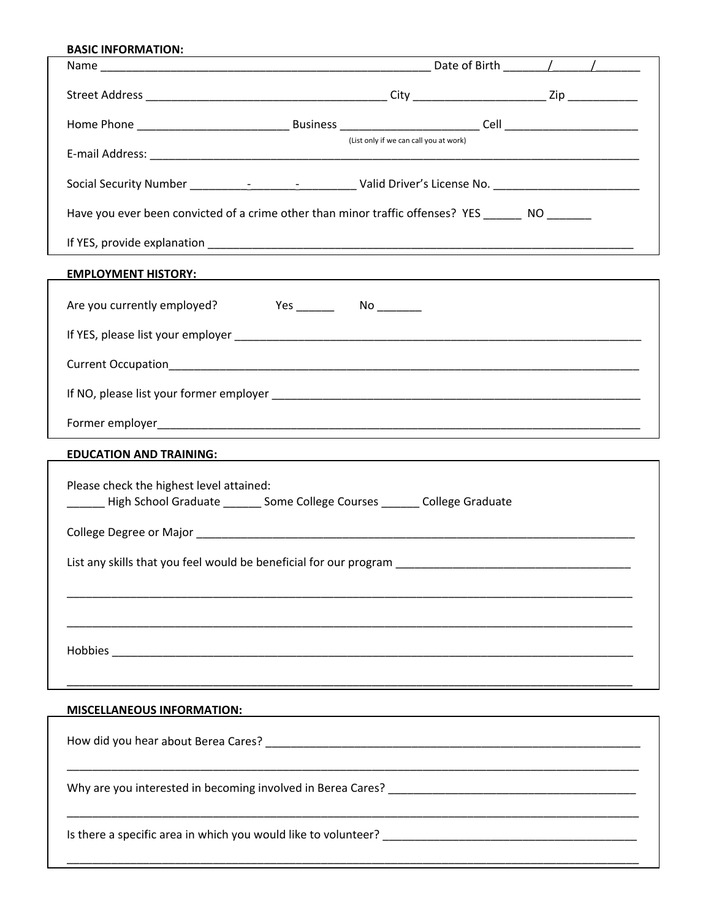**BASIC INFORMATION:**

Name _______________________________________________________ Date of Birth _______/______/_______

Street Address _______________________________________ City _____________________ Zip ___________

Home Phone ________________________ Business ______________________ Cell _____________________
(List only if we can call you at work)

E-mail Address: ________________________________________________________________________________

Social Security Number _________-_______-_________ Valid Driver's License No. _______________________

Have you ever been convicted of a crime other than minor traffic offenses? YES ______ NO _______

If YES, provide explanation ______________________________________________________________________

**EMPLOYMENT HISTORY:**

Are you currently employed? Yes ______ No _______

If YES, please list your employer _________________________________________________________________

Current Occupation_____________________________________________________________________________

If NO, please list your former employer ___________________________________________________________

Former employer________________________________________________________________________________

**EDUCATION AND TRAINING:**

Please check the highest level attained:
______ High School Graduate ______ Some College Courses ______ College Graduate

College Degree or Major ________________________________________________________________________

List any skills that you feel would be beneficial for our program _____________________________________

_______________________________________________________________________________________________

_______________________________________________________________________________________________

Hobbies _______________________________________________________________________________________

_______________________________________________________________________________________________

**MISCELLANEOUS INFORMATION:**

How did you hear about Berea Cares? ____________________________________________________________

_______________________________________________________________________________________________

Why are you interested in becoming involved in Berea Cares? ______________________________________

_______________________________________________________________________________________________

Is there a specific area in which you would like to volunteer? ______________________________________

_______________________________________________________________________________________________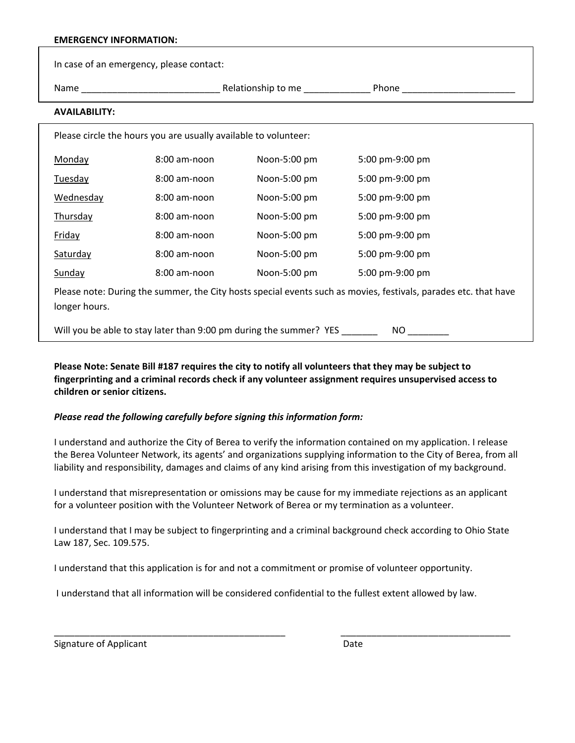**EMERGENCY INFORMATION:**

In case of an emergency, please contact:

Name ___________________________ Relationship to me _____________ Phone ______________________

**AVAILABILITY:**

Please circle the hours you are usually available to volunteer:

| | | | |
|---|---|---|---|
| Monday | 8:00 am-noon | Noon-5:00 pm | 5:00 pm-9:00 pm |
| Tuesday | 8:00 am-noon | Noon-5:00 pm | 5:00 pm-9:00 pm |
| Wednesday | 8:00 am-noon | Noon-5:00 pm | 5:00 pm-9:00 pm |
| Thursday | 8:00 am-noon | Noon-5:00 pm | 5:00 pm-9:00 pm |
| Friday | 8:00 am-noon | Noon-5:00 pm | 5:00 pm-9:00 pm |
| Saturday | 8:00 am-noon | Noon-5:00 pm | 5:00 pm-9:00 pm |
| Sunday | 8:00 am-noon | Noon-5:00 pm | 5:00 pm-9:00 pm |

Please note: During the summer, the City hosts special events such as movies, festivals, parades etc. that have longer hours.

Will you be able to stay later than 9:00 pm during the summer? YES _______ NO ________

**Please Note: Senate Bill #187 requires the city to notify all volunteers that they may be subject to fingerprinting and a criminal records check if any volunteer assignment requires unsupervised access to children or senior citizens.**

***Please read the following carefully before signing this information form:***

I understand and authorize the City of Berea to verify the information contained on my application. I release the Berea Volunteer Network, its agents' and organizations supplying information to the City of Berea, from all liability and responsibility, damages and claims of any kind arising from this investigation of my background.

I understand that misrepresentation or omissions may be cause for my immediate rejections as an applicant for a volunteer position with the Volunteer Network of Berea or my termination as a volunteer.

I understand that I may be subject to fingerprinting and a criminal background check according to Ohio State Law 187, Sec. 109.575.

I understand that this application is for and not a commitment or promise of volunteer opportunity.

I understand that all information will be considered confidential to the fullest extent allowed by law.

_______________________________________________ __________________________________

Signature of Applicant Date